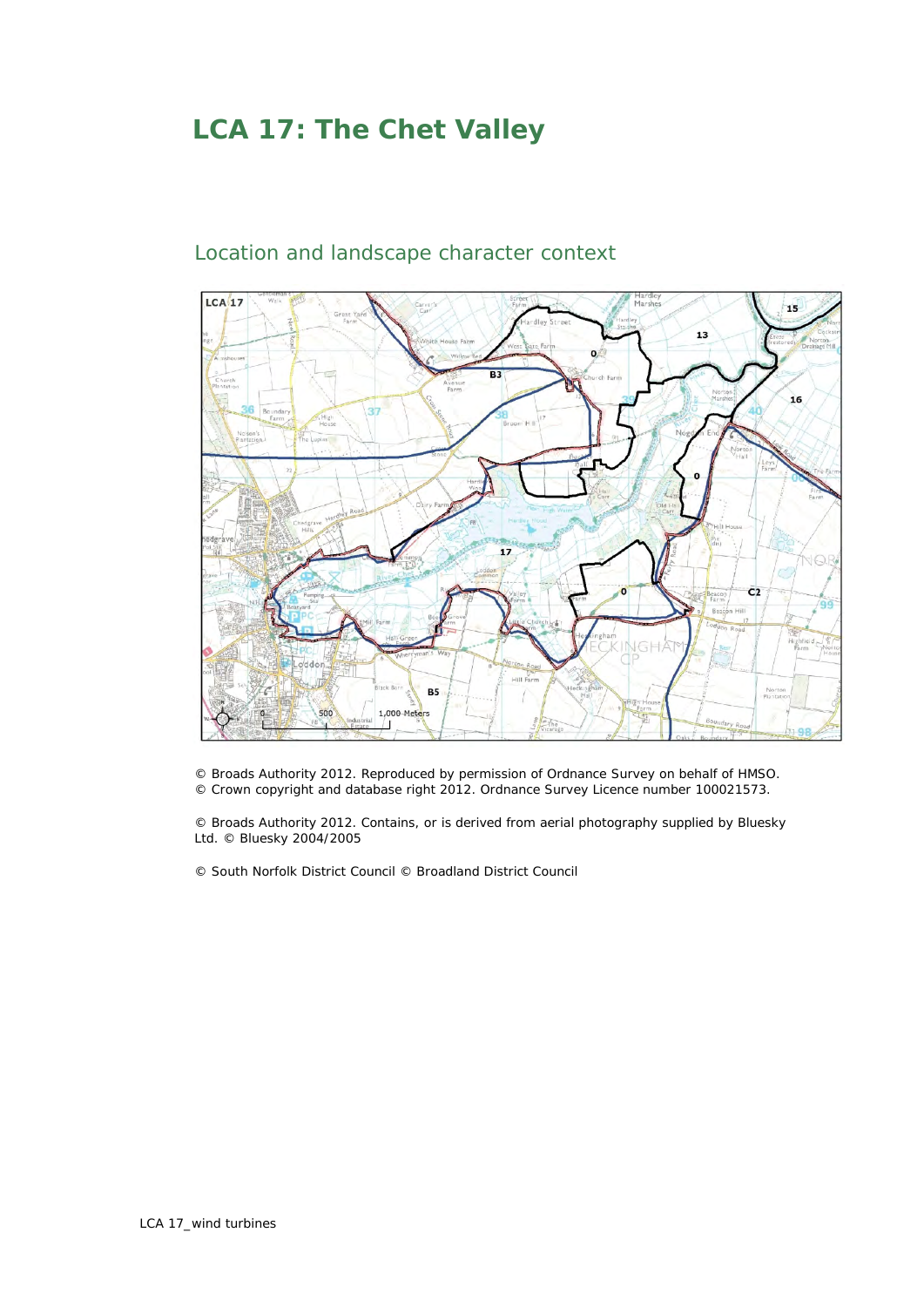# LCA 17: The Chet Valley

## Location and landscape character context

© Broads Authority 2012. Reproduced by permission of Ordnance Survey on behalf of HMSO.
© Crown copyright and database right 2012. Ordnance Survey Licence number 100021573.

© Broads Authority 2012. Contains, or is derived from aerial photography supplied by Bluesky Ltd. © Bluesky 2004/2005

© South Norfolk District Council © Broadland District Council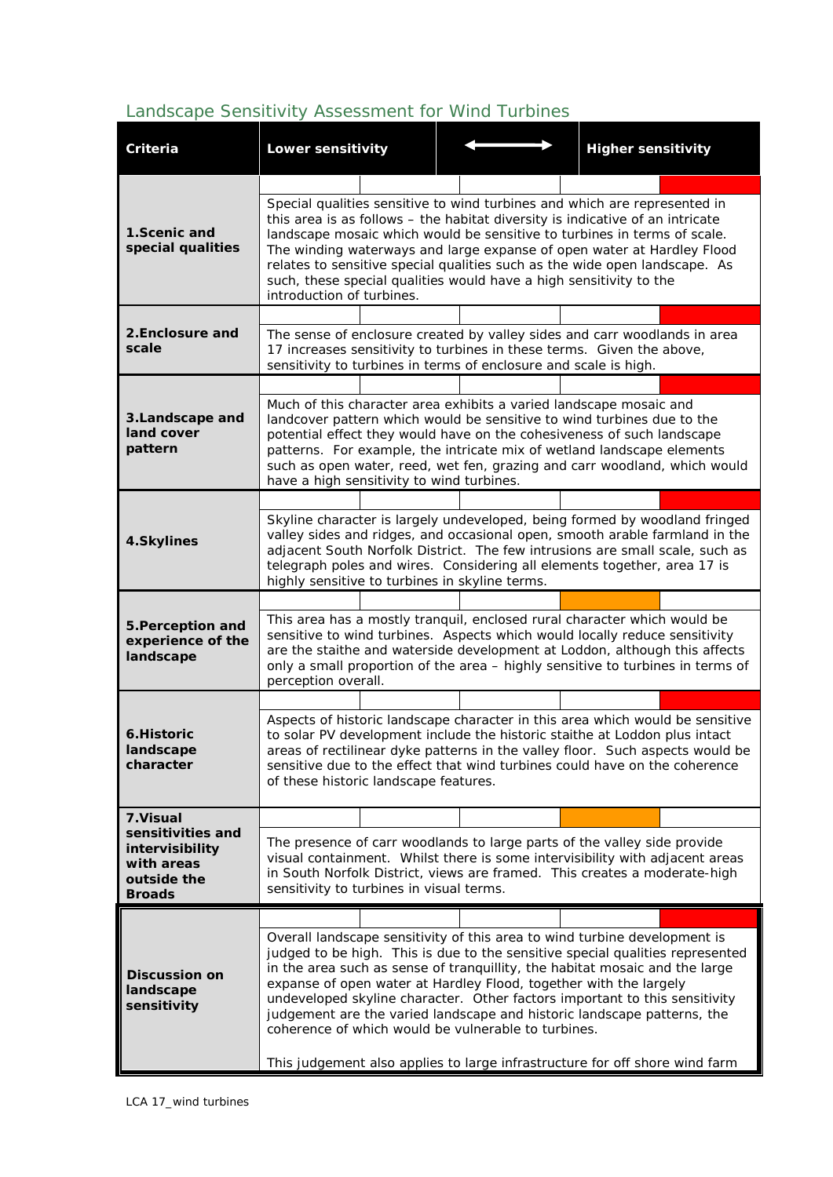## Landscape Sensitivity Assessment for Wind Turbines

| Criteria | Lower sensitivity | ⟷ | Higher sensitivity |
|---|---|---|---|
| **1.Scenic and special qualities** | Special qualities sensitive to wind turbines and which are represented in this area is as follows – the habitat diversity is indicative of an intricate landscape mosaic which would be sensitive to turbines in terms of scale. The winding waterways and large expanse of open water at Hardley Flood relates to sensitive special qualities such as the wide open landscape. As such, these special qualities would have a high sensitivity to the introduction of turbines. | | |
| **2.Enclosure and scale** | The sense of enclosure created by valley sides and carr woodlands in area 17 increases sensitivity to turbines in these terms. Given the above, sensitivity to turbines in terms of enclosure and scale is high. | | |
| **3.Landscape and land cover pattern** | Much of this character area exhibits a varied landscape mosaic and landcover pattern which would be sensitive to wind turbines due to the potential effect they would have on the cohesiveness of such landscape patterns. For example, the intricate mix of wetland landscape elements such as open water, reed, wet fen, grazing and carr woodland, which would have a high sensitivity to wind turbines. | | |
| **4.Skylines** | Skyline character is largely undeveloped, being formed by woodland fringed valley sides and ridges, and occasional open, smooth arable farmland in the adjacent South Norfolk District. The few intrusions are small scale, such as telegraph poles and wires. Considering all elements together, area 17 is highly sensitive to turbines in skyline terms. | | |
| **5.Perception and experience of the landscape** | This area has a mostly tranquil, enclosed rural character which would be sensitive to wind turbines. Aspects which would locally reduce sensitivity are the staithe and waterside development at Loddon, although this affects only a small proportion of the area – highly sensitive to turbines in terms of perception overall. | | |
| **6.Historic landscape character** | Aspects of historic landscape character in this area which would be sensitive to solar PV development include the historic staithe at Loddon plus intact areas of rectilinear dyke patterns in the valley floor. Such aspects would be sensitive due to the effect that wind turbines could have on the coherence of these historic landscape features. | | |
| **7.Visual sensitivities and intervisibility with areas outside the Broads** | The presence of carr woodlands to large parts of the valley side provide visual containment. Whilst there is some intervisibility with adjacent areas in South Norfolk District, views are framed. This creates a moderate-high sensitivity to turbines in visual terms. | | |
| **Discussion on landscape sensitivity** | Overall landscape sensitivity of this area to wind turbine development is judged to be high. This is due to the sensitive special qualities represented in the area such as sense of tranquillity, the habitat mosaic and the large expanse of open water at Hardley Flood, together with the largely undeveloped skyline character. Other factors important to this sensitivity judgement are the varied landscape and historic landscape patterns, the coherence of which would be vulnerable to turbines.<br><br>This judgement also applies to large infrastructure for off shore wind farm | | |

LCA 17_wind turbines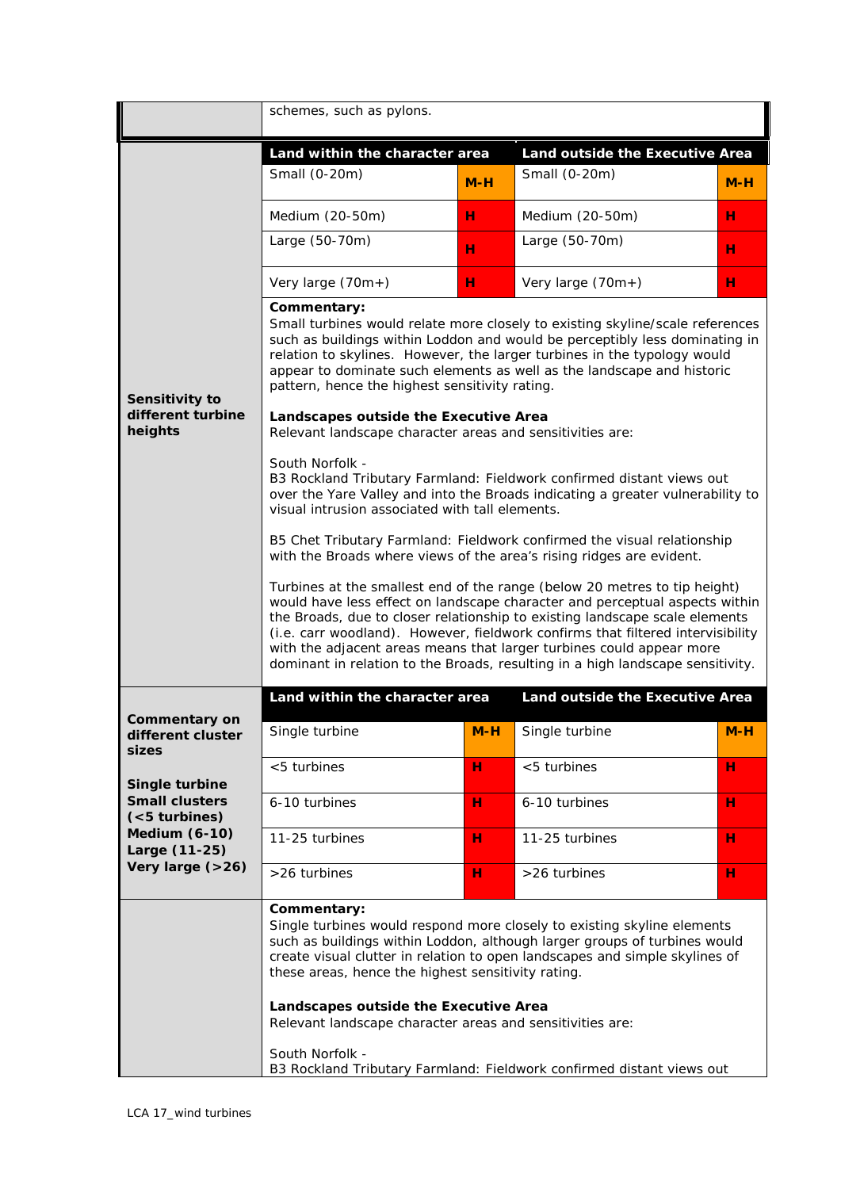| | | | | |
|---|---|---|---|---|
| | schemes, such as pylons. | | | |
| **Sensitivity to different turbine heights** | **Land within the character area** | | **Land outside the Executive Area** | |
| | Small (0-20m) | **M-H** | Small (0-20m) | **M-H** |
| | Medium (20-50m) | **H** | Medium (20-50m) | **H** |
| | Large (50-70m) | **H** | Large (50-70m) | **H** |
| | Very large (70m+) | **H** | Very large (70m+) | **H** |
| | **Commentary:** Small turbines would relate more closely to existing skyline/scale references such as buildings within Loddon and would be perceptibly less dominating in relation to skylines. However, the larger turbines in the typology would appear to dominate such elements as well as the landscape and historic pattern, hence the highest sensitivity rating.<br><br>**Landscapes outside the Executive Area**<br>Relevant landscape character areas and sensitivities are:<br><br>South Norfolk -<br>B3 Rockland Tributary Farmland: Fieldwork confirmed distant views out over the Yare Valley and into the Broads indicating a greater vulnerability to visual intrusion associated with tall elements.<br><br>B5 Chet Tributary Farmland: Fieldwork confirmed the visual relationship with the Broads where views of the area's rising ridges are evident.<br><br>Turbines at the smallest end of the range (below 20 metres to tip height) would have less effect on landscape character and perceptual aspects within the Broads, due to closer relationship to existing landscape scale elements (i.e. carr woodland). However, fieldwork confirms that filtered intervisibility with the adjacent areas means that larger turbines could appear more dominant in relation to the Broads, resulting in a high landscape sensitivity. | | | |
| **Commentary on different cluster sizes**<br><br>**Single turbine**<br>**Small clusters (<5 turbines)**<br>**Medium (6-10)**<br>**Large (11-25)**<br>**Very large (>26)** | **Land within the character area** | | **Land outside the Executive Area** | |
| | Single turbine | **M-H** | Single turbine | **M-H** |
| | <5 turbines | **H** | <5 turbines | **H** |
| | 6-10 turbines | **H** | 6-10 turbines | **H** |
| | 11-25 turbines | **H** | 11-25 turbines | **H** |
| | >26 turbines | **H** | >26 turbines | **H** |
| | **Commentary:** Single turbines would respond more closely to existing skyline elements such as buildings within Loddon, although larger groups of turbines would create visual clutter in relation to open landscapes and simple skylines of these areas, hence the highest sensitivity rating.<br><br>**Landscapes outside the Executive Area**<br>Relevant landscape character areas and sensitivities are:<br><br>South Norfolk -<br>B3 Rockland Tributary Farmland: Fieldwork confirmed distant views out | | | |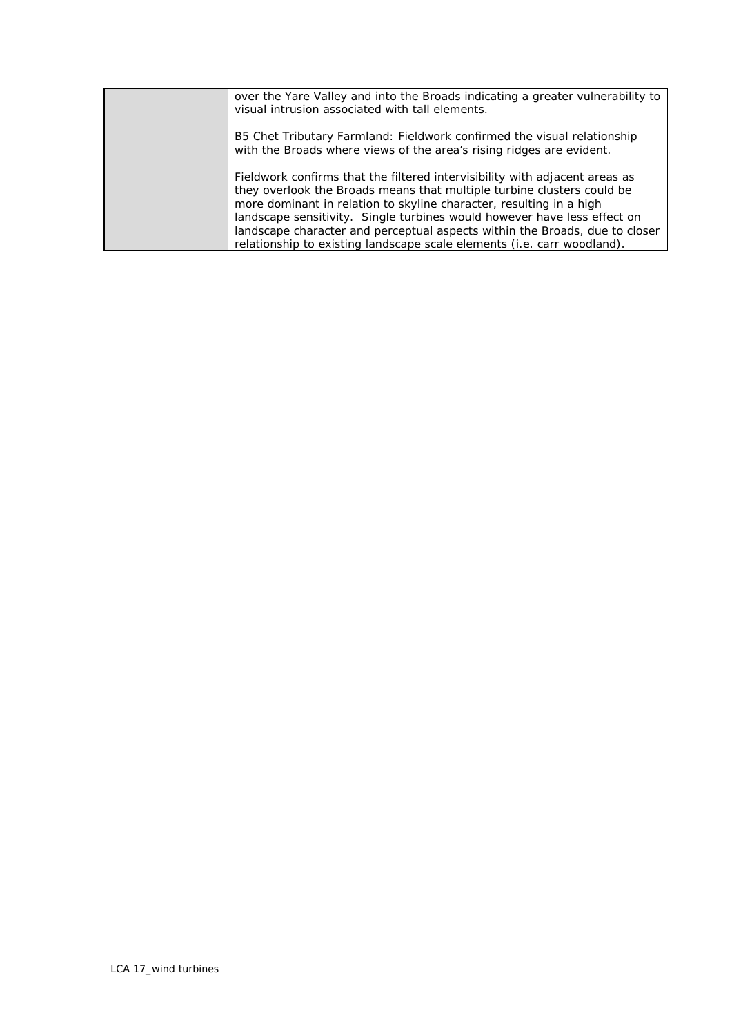| | |
|---|---|
| | over the Yare Valley and into the Broads indicating a greater vulnerability to visual intrusion associated with tall elements.<br><br>B5 Chet Tributary Farmland: Fieldwork confirmed the visual relationship with the Broads where views of the area's rising ridges are evident.<br><br>Fieldwork confirms that the filtered intervisibility with adjacent areas as they overlook the Broads means that multiple turbine clusters could be more dominant in relation to skyline character, resulting in a high landscape sensitivity. Single turbines would however have less effect on landscape character and perceptual aspects within the Broads, due to closer relationship to existing landscape scale elements (i.e. carr woodland). |